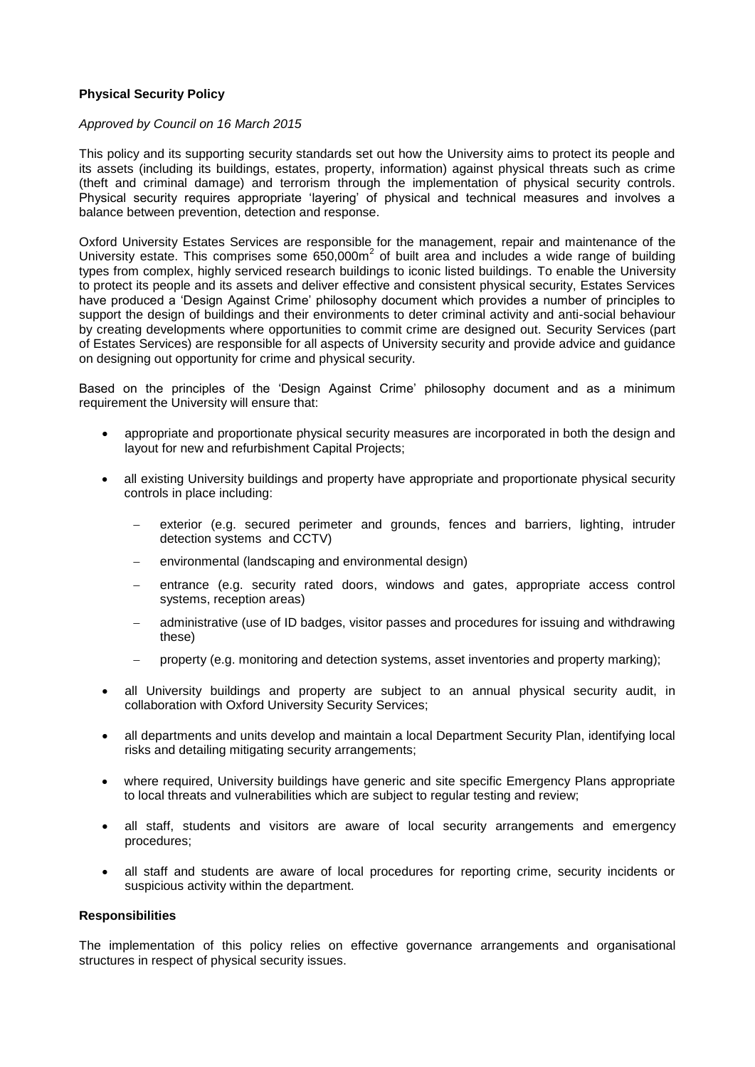**Physical Security Policy**

*Approved by Council on 16 March 2015*

This policy and its supporting security standards set out how the University aims to protect its people and its assets (including its buildings, estates, property, information) against physical threats such as crime (theft and criminal damage) and terrorism through the implementation of physical security controls. Physical security requires appropriate 'layering' of physical and technical measures and involves a balance between prevention, detection and response.

Oxford University Estates Services are responsible for the management, repair and maintenance of the University estate. This comprises some 650,000m$^2$ of built area and includes a wide range of building types from complex, highly serviced research buildings to iconic listed buildings. To enable the University to protect its people and its assets and deliver effective and consistent physical security, Estates Services have produced a 'Design Against Crime' philosophy document which provides a number of principles to support the design of buildings and their environments to deter criminal activity and anti-social behaviour by creating developments where opportunities to commit crime are designed out. Security Services (part of Estates Services) are responsible for all aspects of University security and provide advice and guidance on designing out opportunity for crime and physical security.

Based on the principles of the 'Design Against Crime' philosophy document and as a minimum requirement the University will ensure that:

- appropriate and proportionate physical security measures are incorporated in both the design and layout for new and refurbishment Capital Projects;
- all existing University buildings and property have appropriate and proportionate physical security controls in place including:
  - exterior (e.g. secured perimeter and grounds, fences and barriers, lighting, intruder detection systems and CCTV)
  - environmental (landscaping and environmental design)
  - entrance (e.g. security rated doors, windows and gates, appropriate access control systems, reception areas)
  - administrative (use of ID badges, visitor passes and procedures for issuing and withdrawing these)
  - property (e.g. monitoring and detection systems, asset inventories and property marking);
- all University buildings and property are subject to an annual physical security audit, in collaboration with Oxford University Security Services;
- all departments and units develop and maintain a local Department Security Plan, identifying local risks and detailing mitigating security arrangements;
- where required, University buildings have generic and site specific Emergency Plans appropriate to local threats and vulnerabilities which are subject to regular testing and review;
- all staff, students and visitors are aware of local security arrangements and emergency procedures;
- all staff and students are aware of local procedures for reporting crime, security incidents or suspicious activity within the department.

**Responsibilities**

The implementation of this policy relies on effective governance arrangements and organisational structures in respect of physical security issues.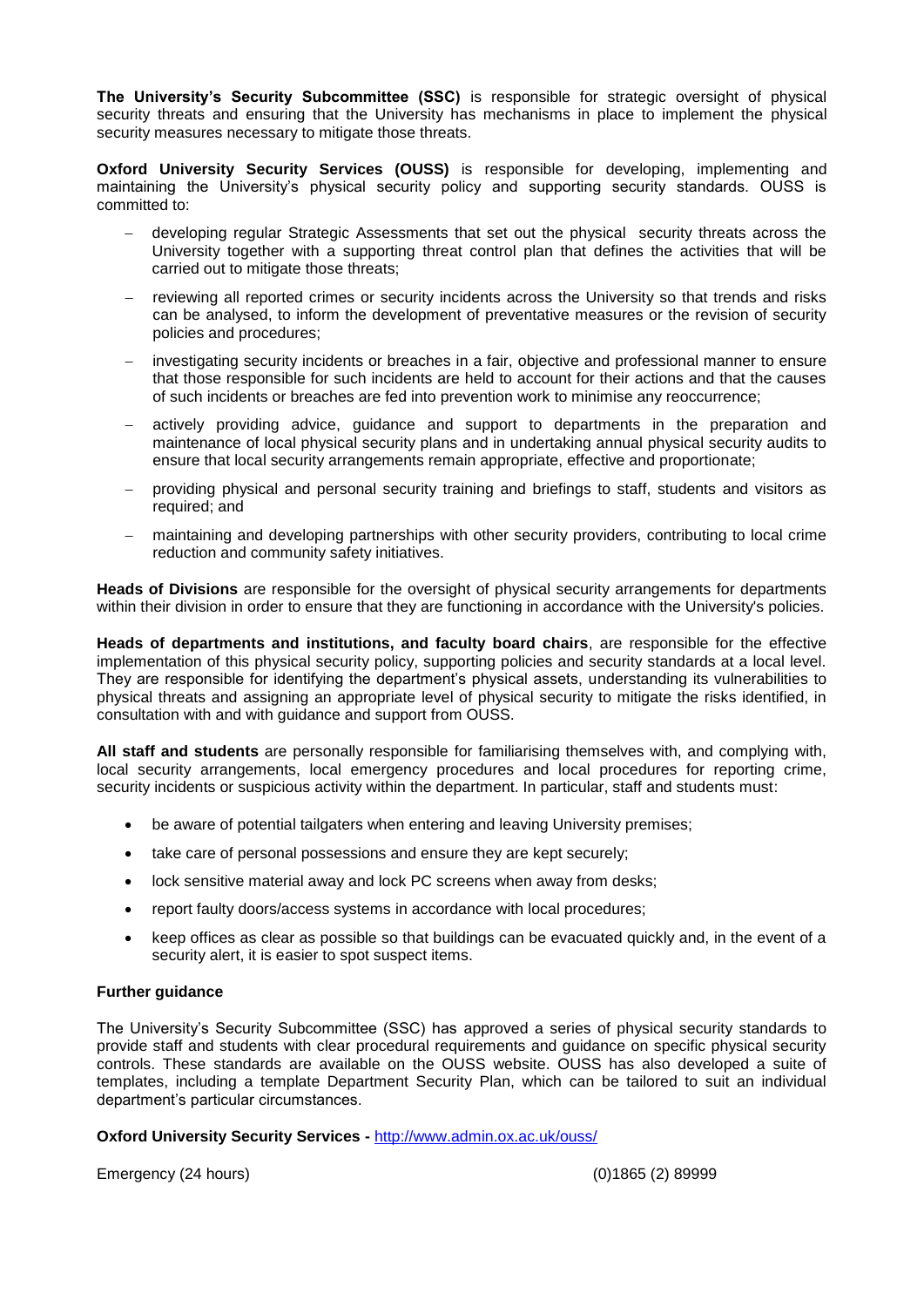**The University's Security Subcommittee (SSC)** is responsible for strategic oversight of physical security threats and ensuring that the University has mechanisms in place to implement the physical security measures necessary to mitigate those threats.

**Oxford University Security Services (OUSS)** is responsible for developing, implementing and maintaining the University's physical security policy and supporting security standards. OUSS is committed to:

- developing regular Strategic Assessments that set out the physical security threats across the University together with a supporting threat control plan that defines the activities that will be carried out to mitigate those threats;
- reviewing all reported crimes or security incidents across the University so that trends and risks can be analysed, to inform the development of preventative measures or the revision of security policies and procedures;
- investigating security incidents or breaches in a fair, objective and professional manner to ensure that those responsible for such incidents are held to account for their actions and that the causes of such incidents or breaches are fed into prevention work to minimise any reoccurrence;
- actively providing advice, guidance and support to departments in the preparation and maintenance of local physical security plans and in undertaking annual physical security audits to ensure that local security arrangements remain appropriate, effective and proportionate;
- providing physical and personal security training and briefings to staff, students and visitors as required; and
- maintaining and developing partnerships with other security providers, contributing to local crime reduction and community safety initiatives.

**Heads of Divisions** are responsible for the oversight of physical security arrangements for departments within their division in order to ensure that they are functioning in accordance with the University's policies.

**Heads of departments and institutions, and faculty board chairs**, are responsible for the effective implementation of this physical security policy, supporting policies and security standards at a local level. They are responsible for identifying the department's physical assets, understanding its vulnerabilities to physical threats and assigning an appropriate level of physical security to mitigate the risks identified, in consultation with and with guidance and support from OUSS.

**All staff and students** are personally responsible for familiarising themselves with, and complying with, local security arrangements, local emergency procedures and local procedures for reporting crime, security incidents or suspicious activity within the department. In particular, staff and students must:

- be aware of potential tailgaters when entering and leaving University premises;
- take care of personal possessions and ensure they are kept securely;
- lock sensitive material away and lock PC screens when away from desks;
- report faulty doors/access systems in accordance with local procedures;
- keep offices as clear as possible so that buildings can be evacuated quickly and, in the event of a security alert, it is easier to spot suspect items.

**Further guidance**

The University's Security Subcommittee (SSC) has approved a series of physical security standards to provide staff and students with clear procedural requirements and guidance on specific physical security controls. These standards are available on the OUSS website. OUSS has also developed a suite of templates, including a template Department Security Plan, which can be tailored to suit an individual department's particular circumstances.

**Oxford University Security Services -** http://www.admin.ox.ac.uk/ouss/

Emergency (24 hours) (0)1865 (2) 89999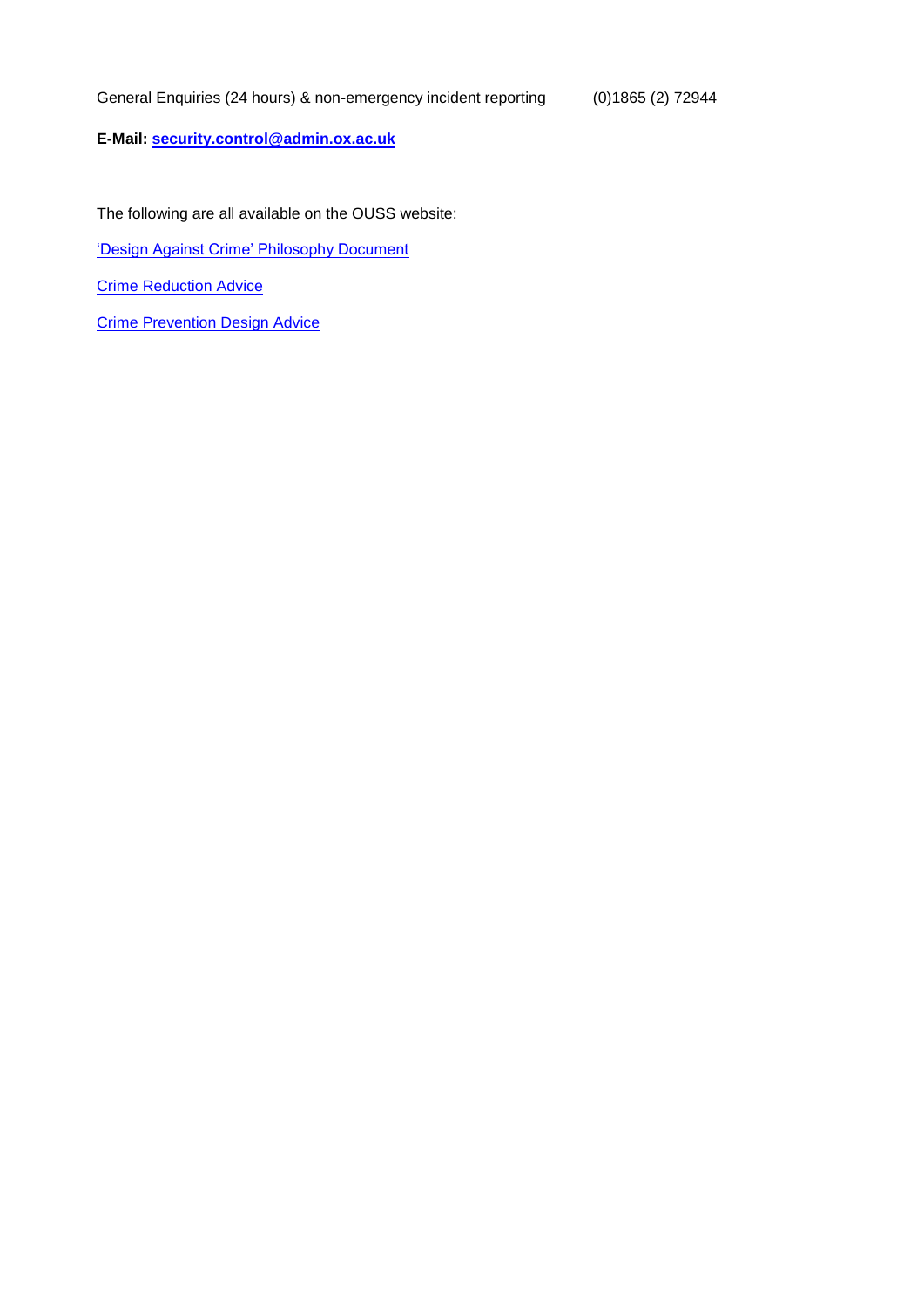General Enquiries (24 hours) & non-emergency incident reporting (0)1865 (2) 72944

**E-Mail: security.control@admin.ox.ac.uk**

The following are all available on the OUSS website:

'Design Against Crime' Philosophy Document

Crime Reduction Advice

Crime Prevention Design Advice